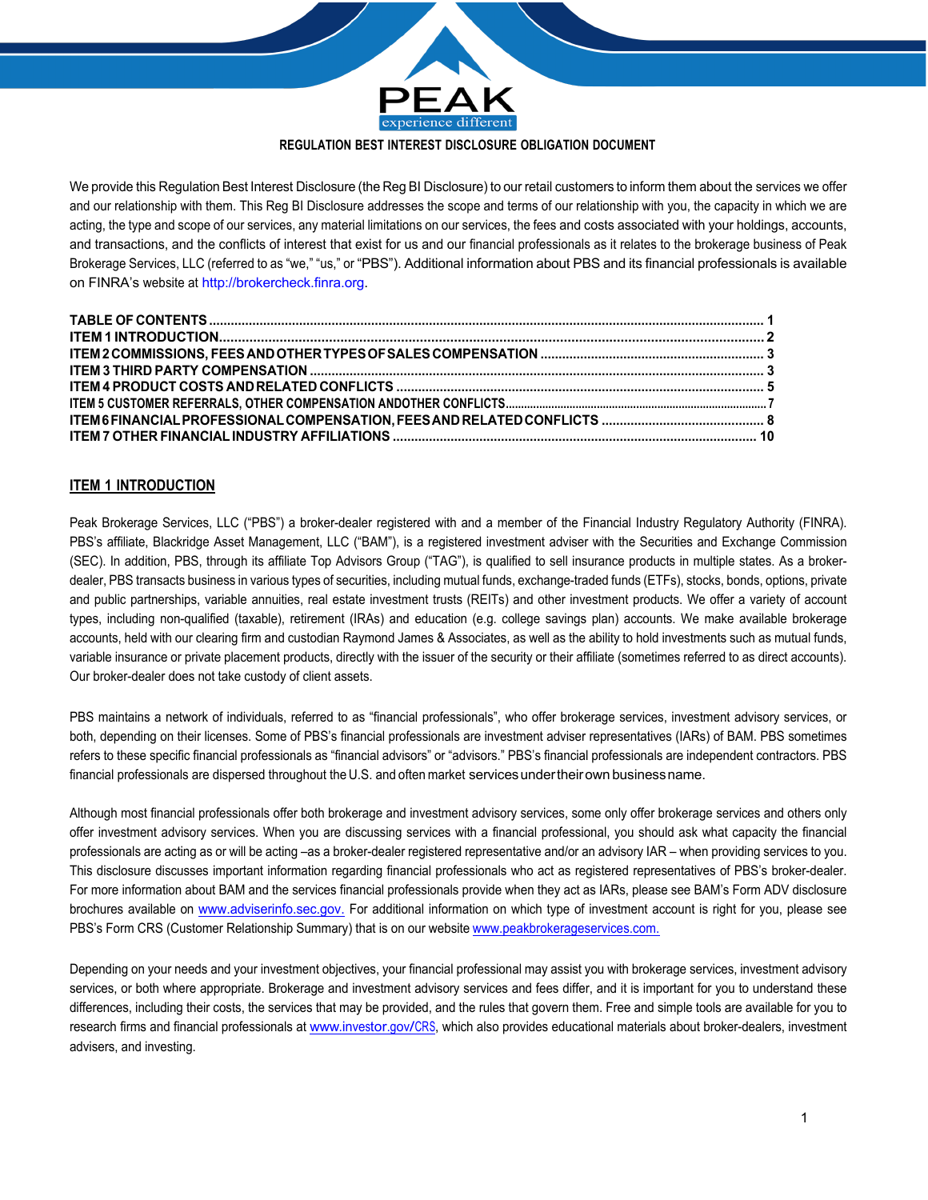PEAK
experience different

# REGULATION BEST INTEREST DISCLOSURE OBLIGATION DOCUMENT

We provide this Regulation Best Interest Disclosure (the Reg BI Disclosure) to our retail customers to inform them about the services we offer and our relationship with them. This Reg BI Disclosure addresses the scope and terms of our relationship with you, the capacity in which we are acting, the type and scope of our services, any material limitations on our services, the fees and costs associated with your holdings, accounts, and transactions, and the conflicts of interest that exist for us and our financial professionals as it relates to the brokerage business of Peak Brokerage Services, LLC (referred to as "we," "us," or "PBS"). Additional information about PBS and its financial professionals is available on FINRA's website at http://brokercheck.finra.org.

**TABLE OF CONTENTS** ........ 1
**ITEM 1 INTRODUCTION** ........ 2
**ITEM 2 COMMISSIONS, FEES AND OTHER TYPES OF SALES COMPENSATION** ........ 3
**ITEM 3 THIRD PARTY COMPENSATION** ........ 3
**ITEM 4 PRODUCT COSTS AND RELATED CONFLICTS** ........ 5
**ITEM 5 CUSTOMER REFERRALS, OTHER COMPENSATION ANDOTHER CONFLICTS** ........ 7
**ITEM 6 FINANCIAL PROFESSIONAL COMPENSATION, FEES AND RELATED CONFLICTS** ........ 8
**ITEM 7 OTHER FINANCIAL INDUSTRY AFFILIATIONS** ........ 10

## ITEM 1 INTRODUCTION

Peak Brokerage Services, LLC ("PBS") a broker-dealer registered with and a member of the Financial Industry Regulatory Authority (FINRA). PBS's affiliate, Blackridge Asset Management, LLC ("BAM"), is a registered investment adviser with the Securities and Exchange Commission (SEC). In addition, PBS, through its affiliate Top Advisors Group ("TAG"), is qualified to sell insurance products in multiple states. As a broker-dealer, PBS transacts business in various types of securities, including mutual funds, exchange-traded funds (ETFs), stocks, bonds, options, private and public partnerships, variable annuities, real estate investment trusts (REITs) and other investment products. We offer a variety of account types, including non-qualified (taxable), retirement (IRAs) and education (e.g. college savings plan) accounts. We make available brokerage accounts, held with our clearing firm and custodian Raymond James & Associates, as well as the ability to hold investments such as mutual funds, variable insurance or private placement products, directly with the issuer of the security or their affiliate (sometimes referred to as direct accounts). Our broker-dealer does not take custody of client assets.

PBS maintains a network of individuals, referred to as "financial professionals", who offer brokerage services, investment advisory services, or both, depending on their licenses. Some of PBS's financial professionals are investment adviser representatives (IARs) of BAM. PBS sometimes refers to these specific financial professionals as "financial advisors" or "advisors." PBS's financial professionals are independent contractors. PBS financial professionals are dispersed throughout the U.S. and often market services under their own business name.

Although most financial professionals offer both brokerage and investment advisory services, some only offer brokerage services and others only offer investment advisory services. When you are discussing services with a financial professional, you should ask what capacity the financial professionals are acting as or will be acting –as a broker-dealer registered representative and/or an advisory IAR – when providing services to you. This disclosure discusses important information regarding financial professionals who act as registered representatives of PBS's broker-dealer. For more information about BAM and the services financial professionals provide when they act as IARs, please see BAM's Form ADV disclosure brochures available on www.adviserinfo.sec.gov. For additional information on which type of investment account is right for you, please see PBS's Form CRS (Customer Relationship Summary) that is on our website www.peakbrokerageservices.com.

Depending on your needs and your investment objectives, your financial professional may assist you with brokerage services, investment advisory services, or both where appropriate. Brokerage and investment advisory services and fees differ, and it is important for you to understand these differences, including their costs, the services that may be provided, and the rules that govern them. Free and simple tools are available for you to research firms and financial professionals at www.investor.gov/CRS, which also provides educational materials about broker-dealers, investment advisers, and investing.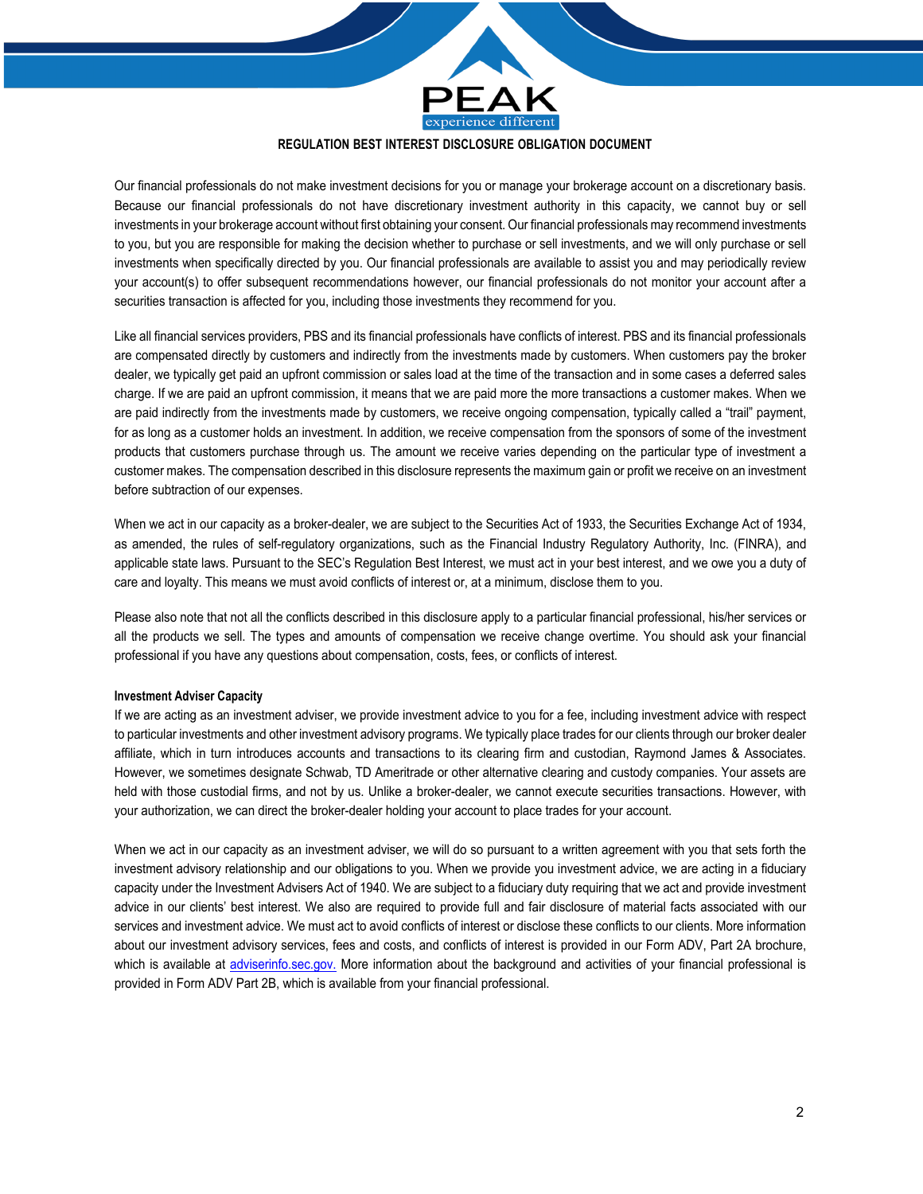Our financial professionals do not make investment decisions for you or manage your brokerage account on a discretionary basis. Because our financial professionals do not have discretionary investment authority in this capacity, we cannot buy or sell investments in your brokerage account without first obtaining your consent. Our financial professionals may recommend investments to you, but you are responsible for making the decision whether to purchase or sell investments, and we will only purchase or sell investments when specifically directed by you. Our financial professionals are available to assist you and may periodically review your account(s) to offer subsequent recommendations however, our financial professionals do not monitor your account after a securities transaction is affected for you, including those investments they recommend for you.

Like all financial services providers, PBS and its financial professionals have conflicts of interest. PBS and its financial professionals are compensated directly by customers and indirectly from the investments made by customers. When customers pay the broker dealer, we typically get paid an upfront commission or sales load at the time of the transaction and in some cases a deferred sales charge. If we are paid an upfront commission, it means that we are paid more the more transactions a customer makes. When we are paid indirectly from the investments made by customers, we receive ongoing compensation, typically called a "trail" payment, for as long as a customer holds an investment. In addition, we receive compensation from the sponsors of some of the investment products that customers purchase through us. The amount we receive varies depending on the particular type of investment a customer makes. The compensation described in this disclosure represents the maximum gain or profit we receive on an investment before subtraction of our expenses.

When we act in our capacity as a broker-dealer, we are subject to the Securities Act of 1933, the Securities Exchange Act of 1934, as amended, the rules of self-regulatory organizations, such as the Financial Industry Regulatory Authority, Inc. (FINRA), and applicable state laws. Pursuant to the SEC's Regulation Best Interest, we must act in your best interest, and we owe you a duty of care and loyalty. This means we must avoid conflicts of interest or, at a minimum, disclose them to you.

Please also note that not all the conflicts described in this disclosure apply to a particular financial professional, his/her services or all the products we sell. The types and amounts of compensation we receive change overtime. You should ask your financial professional if you have any questions about compensation, costs, fees, or conflicts of interest.

**Investment Adviser Capacity**

If we are acting as an investment adviser, we provide investment advice to you for a fee, including investment advice with respect to particular investments and other investment advisory programs. We typically place trades for our clients through our broker dealer affiliate, which in turn introduces accounts and transactions to its clearing firm and custodian, Raymond James & Associates. However, we sometimes designate Schwab, TD Ameritrade or other alternative clearing and custody companies. Your assets are held with those custodial firms, and not by us. Unlike a broker-dealer, we cannot execute securities transactions. However, with your authorization, we can direct the broker-dealer holding your account to place trades for your account.

When we act in our capacity as an investment adviser, we will do so pursuant to a written agreement with you that sets forth the investment advisory relationship and our obligations to you. When we provide you investment advice, we are acting in a fiduciary capacity under the Investment Advisers Act of 1940. We are subject to a fiduciary duty requiring that we act and provide investment advice in our clients' best interest. We also are required to provide full and fair disclosure of material facts associated with our services and investment advice. We must act to avoid conflicts of interest or disclose these conflicts to our clients. More information about our investment advisory services, fees and costs, and conflicts of interest is provided in our Form ADV, Part 2A brochure, which is available at adviserinfo.sec.gov. More information about the background and activities of your financial professional is provided in Form ADV Part 2B, which is available from your financial professional.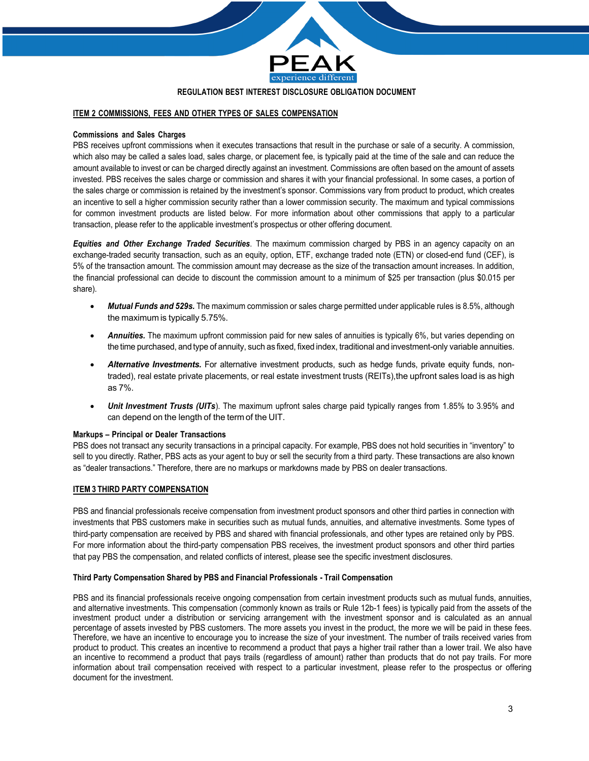REGULATION BEST INTEREST DISCLOSURE OBLIGATION DOCUMENT

## ITEM 2 COMMISSIONS, FEES AND OTHER TYPES OF SALES COMPENSATION

### Commissions and Sales Charges

PBS receives upfront commissions when it executes transactions that result in the purchase or sale of a security. A commission, which also may be called a sales load, sales charge, or placement fee, is typically paid at the time of the sale and can reduce the amount available to invest or can be charged directly against an investment. Commissions are often based on the amount of assets invested. PBS receives the sales charge or commission and shares it with your financial professional. In some cases, a portion of the sales charge or commission is retained by the investment's sponsor. Commissions vary from product to product, which creates an incentive to sell a higher commission security rather than a lower commission security. The maximum and typical commissions for common investment products are listed below. For more information about other commissions that apply to a particular transaction, please refer to the applicable investment's prospectus or other offering document.

***Equities and Other Exchange Traded Securities***. The maximum commission charged by PBS in an agency capacity on an exchange-traded security transaction, such as an equity, option, ETF, exchange traded note (ETN) or closed-end fund (CEF), is 5% of the transaction amount. The commission amount may decrease as the size of the transaction amount increases. In addition, the financial professional can decide to discount the commission amount to a minimum of $25 per transaction (plus $0.015 per share).

- ***Mutual Funds and 529s.*** The maximum commission or sales charge permitted under applicable rules is 8.5%, although the maximum is typically 5.75%.
- ***Annuities.*** The maximum upfront commission paid for new sales of annuities is typically 6%, but varies depending on the time purchased, and type of annuity, such as fixed, fixed index, traditional and investment-only variable annuities.
- ***Alternative Investments.*** For alternative investment products, such as hedge funds, private equity funds, non-traded), real estate private placements, or real estate investment trusts (REITs),the upfront sales load is as high as 7%.
- ***Unit Investment Trusts (UITs***). The maximum upfront sales charge paid typically ranges from 1.85% to 3.95% and can depend on the length of the term of the UIT.

### Markups – Principal or Dealer Transactions

PBS does not transact any security transactions in a principal capacity. For example, PBS does not hold securities in "inventory" to sell to you directly. Rather, PBS acts as your agent to buy or sell the security from a third party. These transactions are also known as "dealer transactions." Therefore, there are no markups or markdowns made by PBS on dealer transactions.

## ITEM 3 THIRD PARTY COMPENSATION

PBS and financial professionals receive compensation from investment product sponsors and other third parties in connection with investments that PBS customers make in securities such as mutual funds, annuities, and alternative investments. Some types of third-party compensation are received by PBS and shared with financial professionals, and other types are retained only by PBS. For more information about the third-party compensation PBS receives, the investment product sponsors and other third parties that pay PBS the compensation, and related conflicts of interest, please see the specific investment disclosures.

### Third Party Compensation Shared by PBS and Financial Professionals - Trail Compensation

PBS and its financial professionals receive ongoing compensation from certain investment products such as mutual funds, annuities, and alternative investments. This compensation (commonly known as trails or Rule 12b-1 fees) is typically paid from the assets of the investment product under a distribution or servicing arrangement with the investment sponsor and is calculated as an annual percentage of assets invested by PBS customers. The more assets you invest in the product, the more we will be paid in these fees. Therefore, we have an incentive to encourage you to increase the size of your investment. The number of trails received varies from product to product. This creates an incentive to recommend a product that pays a higher trail rather than a lower trail. We also have an incentive to recommend a product that pays trails (regardless of amount) rather than products that do not pay trails. For more information about trail compensation received with respect to a particular investment, please refer to the prospectus or offering document for the investment.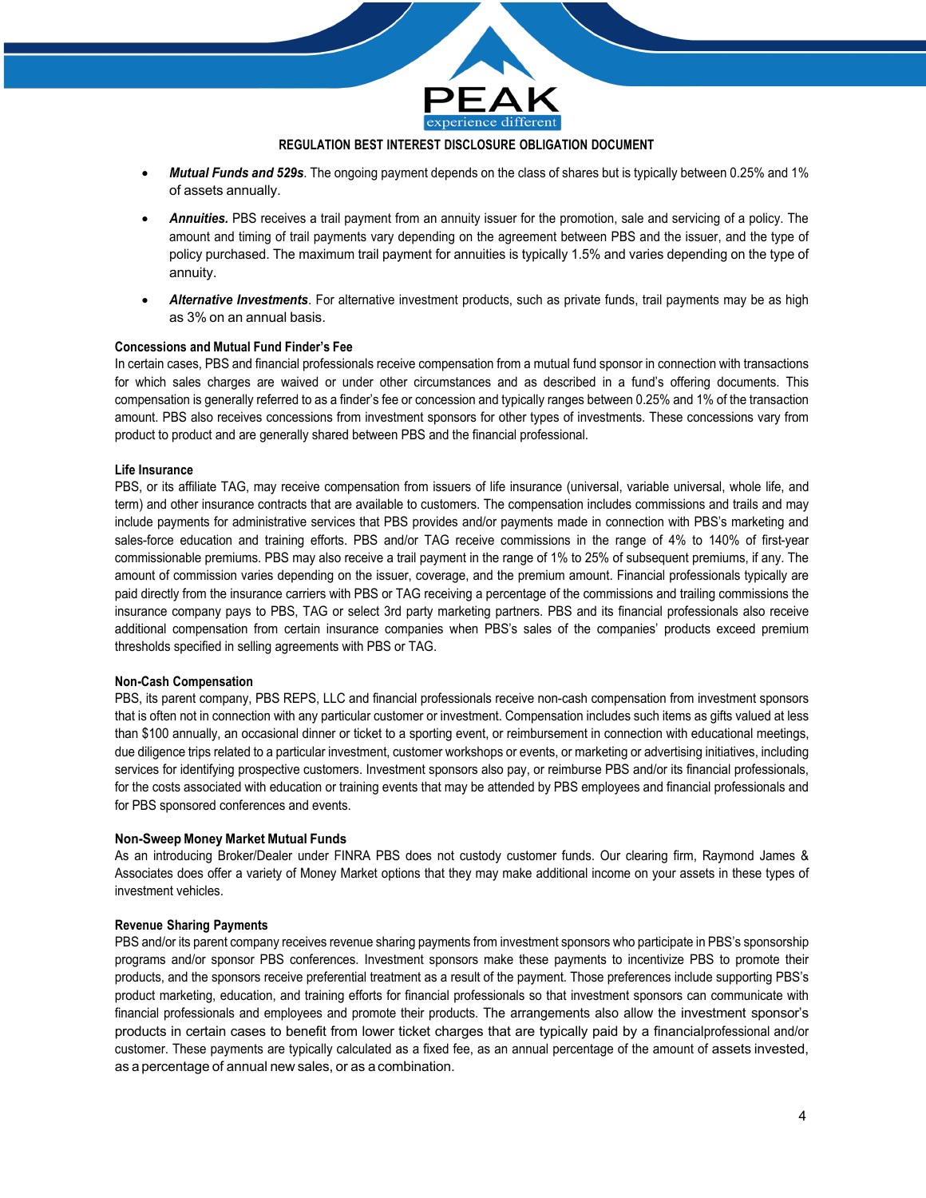- ***Mutual Funds and 529s***. The ongoing payment depends on the class of shares but is typically between 0.25% and 1% of assets annually.
- ***Annuities.*** PBS receives a trail payment from an annuity issuer for the promotion, sale and servicing of a policy. The amount and timing of trail payments vary depending on the agreement between PBS and the issuer, and the type of policy purchased. The maximum trail payment for annuities is typically 1.5% and varies depending on the type of annuity.
- ***Alternative Investments***. For alternative investment products, such as private funds, trail payments may be as high as 3% on an annual basis.

**Concessions and Mutual Fund Finder's Fee**

In certain cases, PBS and financial professionals receive compensation from a mutual fund sponsor in connection with transactions for which sales charges are waived or under other circumstances and as described in a fund's offering documents. This compensation is generally referred to as a finder's fee or concession and typically ranges between 0.25% and 1% of the transaction amount. PBS also receives concessions from investment sponsors for other types of investments. These concessions vary from product to product and are generally shared between PBS and the financial professional.

**Life Insurance**

PBS, or its affiliate TAG, may receive compensation from issuers of life insurance (universal, variable universal, whole life, and term) and other insurance contracts that are available to customers. The compensation includes commissions and trails and may include payments for administrative services that PBS provides and/or payments made in connection with PBS's marketing and sales-force education and training efforts. PBS and/or TAG receive commissions in the range of 4% to 140% of first-year commissionable premiums. PBS may also receive a trail payment in the range of 1% to 25% of subsequent premiums, if any. The amount of commission varies depending on the issuer, coverage, and the premium amount. Financial professionals typically are paid directly from the insurance carriers with PBS or TAG receiving a percentage of the commissions and trailing commissions the insurance company pays to PBS, TAG or select 3rd party marketing partners. PBS and its financial professionals also receive additional compensation from certain insurance companies when PBS's sales of the companies' products exceed premium thresholds specified in selling agreements with PBS or TAG.

**Non-Cash Compensation**

PBS, its parent company, PBS REPS, LLC and financial professionals receive non-cash compensation from investment sponsors that is often not in connection with any particular customer or investment. Compensation includes such items as gifts valued at less than $100 annually, an occasional dinner or ticket to a sporting event, or reimbursement in connection with educational meetings, due diligence trips related to a particular investment, customer workshops or events, or marketing or advertising initiatives, including services for identifying prospective customers. Investment sponsors also pay, or reimburse PBS and/or its financial professionals, for the costs associated with education or training events that may be attended by PBS employees and financial professionals and for PBS sponsored conferences and events.

**Non-Sweep Money Market Mutual Funds**

As an introducing Broker/Dealer under FINRA PBS does not custody customer funds. Our clearing firm, Raymond James & Associates does offer a variety of Money Market options that they may make additional income on your assets in these types of investment vehicles.

**Revenue Sharing Payments**

PBS and/or its parent company receives revenue sharing payments from investment sponsors who participate in PBS's sponsorship programs and/or sponsor PBS conferences. Investment sponsors make these payments to incentivize PBS to promote their products, and the sponsors receive preferential treatment as a result of the payment. Those preferences include supporting PBS's product marketing, education, and training efforts for financial professionals so that investment sponsors can communicate with financial professionals and employees and promote their products. The arrangements also allow the investment sponsor's products in certain cases to benefit from lower ticket charges that are typically paid by a financialprofessional and/or customer. These payments are typically calculated as a fixed fee, as an annual percentage of the amount of assets invested, as a percentage of annual new sales, or as a combination.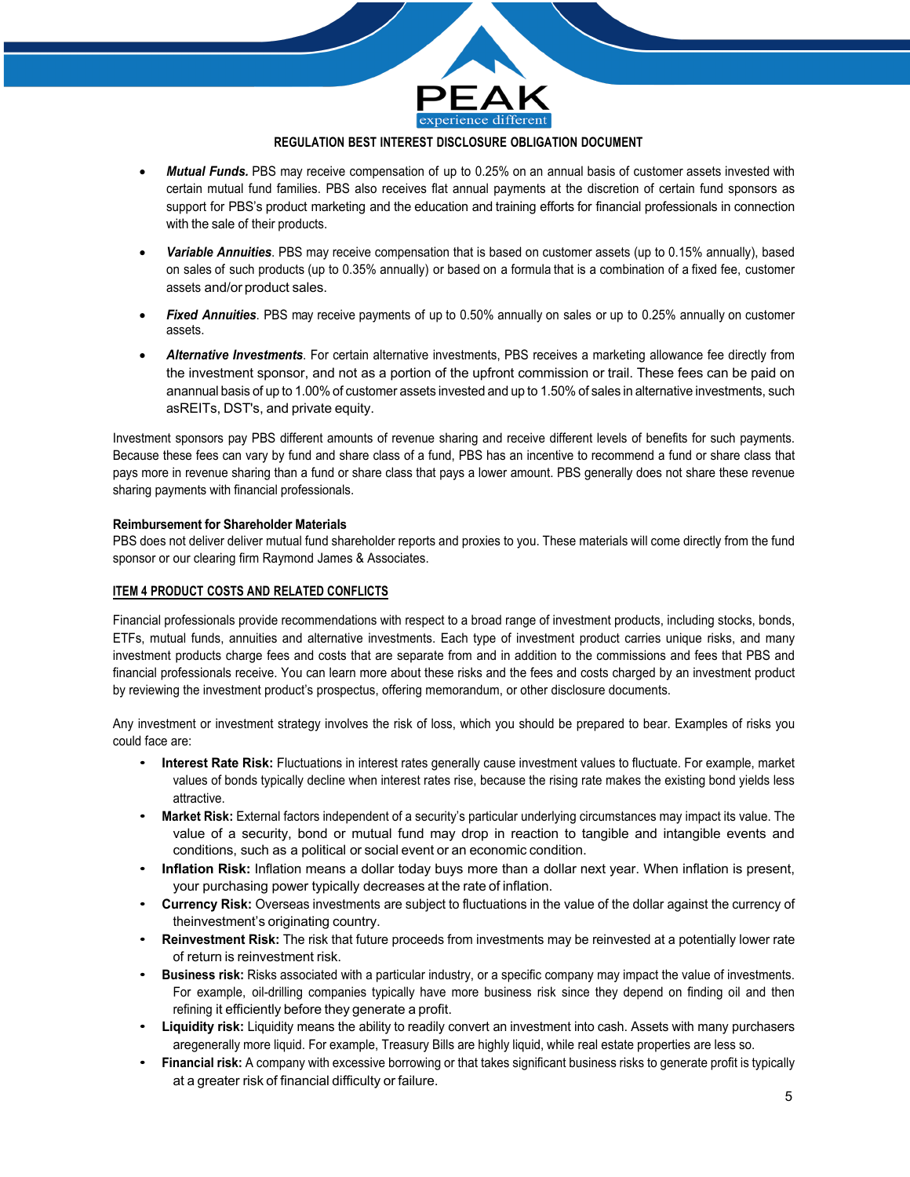- ***Mutual Funds.*** PBS may receive compensation of up to 0.25% on an annual basis of customer assets invested with certain mutual fund families. PBS also receives flat annual payments at the discretion of certain fund sponsors as support for PBS's product marketing and the education and training efforts for financial professionals in connection with the sale of their products.

- ***Variable Annuities***. PBS may receive compensation that is based on customer assets (up to 0.15% annually), based on sales of such products (up to 0.35% annually) or based on a formula that is a combination of a fixed fee, customer assets and/or product sales.

- ***Fixed Annuities***. PBS may receive payments of up to 0.50% annually on sales or up to 0.25% annually on customer assets.

- ***Alternative Investments***. For certain alternative investments, PBS receives a marketing allowance fee directly from the investment sponsor, and not as a portion of the upfront commission or trail. These fees can be paid on anannual basis of up to 1.00% of customer assets invested and up to 1.50% of sales in alternative investments, such asREITs, DST's, and private equity.

Investment sponsors pay PBS different amounts of revenue sharing and receive different levels of benefits for such payments. Because these fees can vary by fund and share class of a fund, PBS has an incentive to recommend a fund or share class that pays more in revenue sharing than a fund or share class that pays a lower amount. PBS generally does not share these revenue sharing payments with financial professionals.

**Reimbursement for Shareholder Materials**

PBS does not deliver deliver mutual fund shareholder reports and proxies to you. These materials will come directly from the fund sponsor or our clearing firm Raymond James & Associates.

## ITEM 4 PRODUCT COSTS AND RELATED CONFLICTS

Financial professionals provide recommendations with respect to a broad range of investment products, including stocks, bonds, ETFs, mutual funds, annuities and alternative investments. Each type of investment product carries unique risks, and many investment products charge fees and costs that are separate from and in addition to the commissions and fees that PBS and financial professionals receive. You can learn more about these risks and the fees and costs charged by an investment product by reviewing the investment product's prospectus, offering memorandum, or other disclosure documents.

Any investment or investment strategy involves the risk of loss, which you should be prepared to bear. Examples of risks you could face are:

- **Interest Rate Risk:** Fluctuations in interest rates generally cause investment values to fluctuate. For example, market values of bonds typically decline when interest rates rise, because the rising rate makes the existing bond yields less attractive.
- **Market Risk:** External factors independent of a security's particular underlying circumstances may impact its value. The value of a security, bond or mutual fund may drop in reaction to tangible and intangible events and conditions, such as a political or social event or an economic condition.
- **Inflation Risk:** Inflation means a dollar today buys more than a dollar next year. When inflation is present, your purchasing power typically decreases at the rate of inflation.
- **Currency Risk:** Overseas investments are subject to fluctuations in the value of the dollar against the currency of theinvestment's originating country.
- **Reinvestment Risk:** The risk that future proceeds from investments may be reinvested at a potentially lower rate of return is reinvestment risk.
- **Business risk:** Risks associated with a particular industry, or a specific company may impact the value of investments. For example, oil-drilling companies typically have more business risk since they depend on finding oil and then refining it efficiently before they generate a profit.
- **Liquidity risk:** Liquidity means the ability to readily convert an investment into cash. Assets with many purchasers aregenerally more liquid. For example, Treasury Bills are highly liquid, while real estate properties are less so.
- **Financial risk:** A company with excessive borrowing or that takes significant business risks to generate profit is typically at a greater risk of financial difficulty or failure.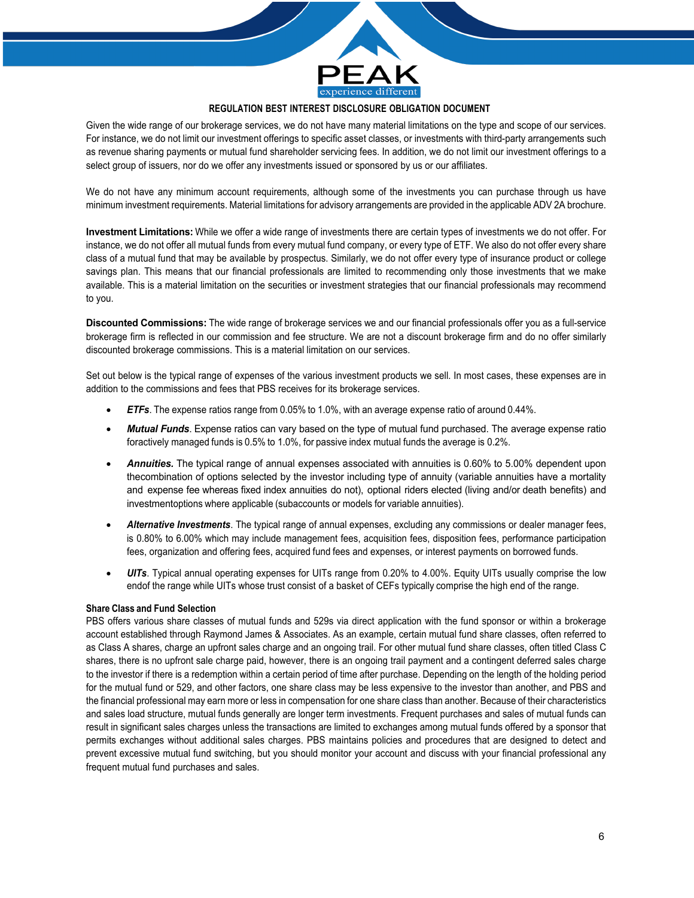Given the wide range of our brokerage services, we do not have many material limitations on the type and scope of our services. For instance, we do not limit our investment offerings to specific asset classes, or investments with third-party arrangements such as revenue sharing payments or mutual fund shareholder servicing fees. In addition, we do not limit our investment offerings to a select group of issuers, nor do we offer any investments issued or sponsored by us or our affiliates.

We do not have any minimum account requirements, although some of the investments you can purchase through us have minimum investment requirements. Material limitations for advisory arrangements are provided in the applicable ADV 2A brochure.

**Investment Limitations:** While we offer a wide range of investments there are certain types of investments we do not offer. For instance, we do not offer all mutual funds from every mutual fund company, or every type of ETF. We also do not offer every share class of a mutual fund that may be available by prospectus. Similarly, we do not offer every type of insurance product or college savings plan. This means that our financial professionals are limited to recommending only those investments that we make available. This is a material limitation on the securities or investment strategies that our financial professionals may recommend to you.

**Discounted Commissions:** The wide range of brokerage services we and our financial professionals offer you as a full-service brokerage firm is reflected in our commission and fee structure. We are not a discount brokerage firm and do no offer similarly discounted brokerage commissions. This is a material limitation on our services.

Set out below is the typical range of expenses of the various investment products we sell. In most cases, these expenses are in addition to the commissions and fees that PBS receives for its brokerage services.

- ***ETFs***. The expense ratios range from 0.05% to 1.0%, with an average expense ratio of around 0.44%.
- ***Mutual Funds***. Expense ratios can vary based on the type of mutual fund purchased. The average expense ratio foractively managed funds is 0.5% to 1.0%, for passive index mutual funds the average is 0.2%.
- ***Annuities.*** The typical range of annual expenses associated with annuities is 0.60% to 5.00% dependent upon thecombination of options selected by the investor including type of annuity (variable annuities have a mortality and expense fee whereas fixed index annuities do not), optional riders elected (living and/or death benefits) and investmentoptions where applicable (subaccounts or models for variable annuities).
- ***Alternative Investments***. The typical range of annual expenses, excluding any commissions or dealer manager fees, is 0.80% to 6.00% which may include management fees, acquisition fees, disposition fees, performance participation fees, organization and offering fees, acquired fund fees and expenses, or interest payments on borrowed funds.
- ***UITs***. Typical annual operating expenses for UITs range from 0.20% to 4.00%. Equity UITs usually comprise the low endof the range while UITs whose trust consist of a basket of CEFs typically comprise the high end of the range.

**Share Class and Fund Selection**

PBS offers various share classes of mutual funds and 529s via direct application with the fund sponsor or within a brokerage account established through Raymond James & Associates. As an example, certain mutual fund share classes, often referred to as Class A shares, charge an upfront sales charge and an ongoing trail. For other mutual fund share classes, often titled Class C shares, there is no upfront sale charge paid, however, there is an ongoing trail payment and a contingent deferred sales charge to the investor if there is a redemption within a certain period of time after purchase. Depending on the length of the holding period for the mutual fund or 529, and other factors, one share class may be less expensive to the investor than another, and PBS and the financial professional may earn more or less in compensation for one share class than another. Because of their characteristics and sales load structure, mutual funds generally are longer term investments. Frequent purchases and sales of mutual funds can result in significant sales charges unless the transactions are limited to exchanges among mutual funds offered by a sponsor that permits exchanges without additional sales charges. PBS maintains policies and procedures that are designed to detect and prevent excessive mutual fund switching, but you should monitor your account and discuss with your financial professional any frequent mutual fund purchases and sales.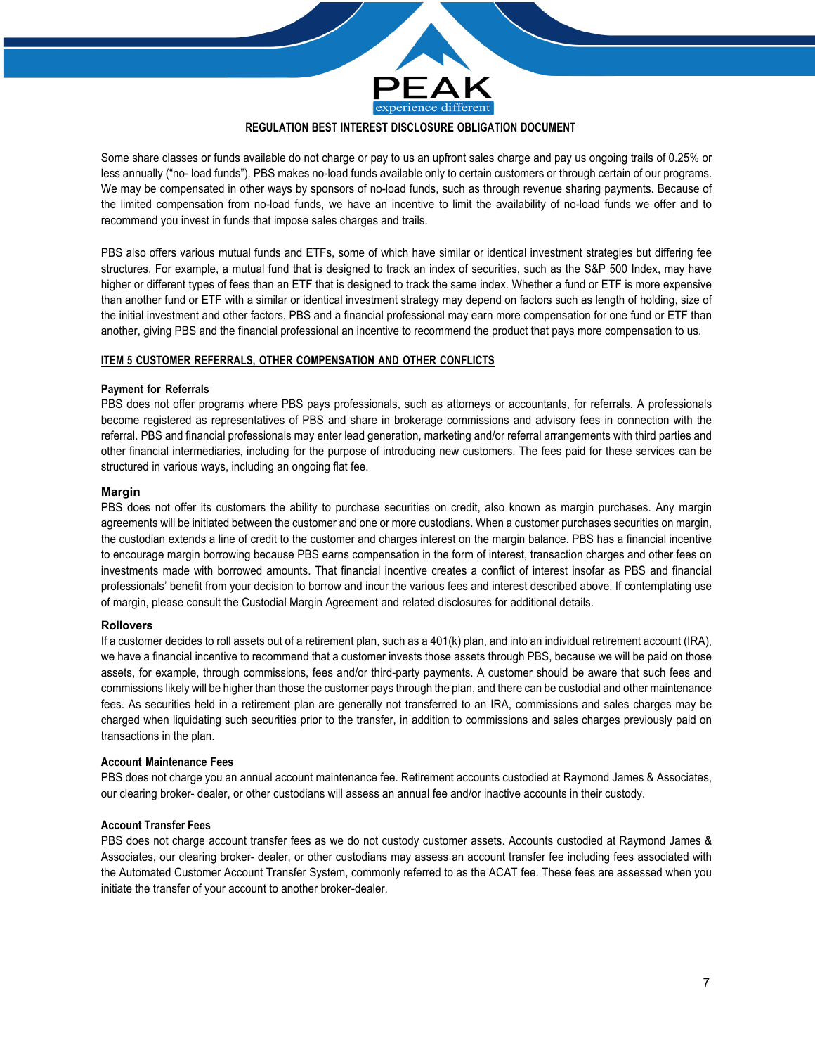Some share classes or funds available do not charge or pay to us an upfront sales charge and pay us ongoing trails of 0.25% or less annually ("no- load funds"). PBS makes no-load funds available only to certain customers or through certain of our programs. We may be compensated in other ways by sponsors of no-load funds, such as through revenue sharing payments. Because of the limited compensation from no-load funds, we have an incentive to limit the availability of no-load funds we offer and to recommend you invest in funds that impose sales charges and trails.

PBS also offers various mutual funds and ETFs, some of which have similar or identical investment strategies but differing fee structures. For example, a mutual fund that is designed to track an index of securities, such as the S&P 500 Index, may have higher or different types of fees than an ETF that is designed to track the same index. Whether a fund or ETF is more expensive than another fund or ETF with a similar or identical investment strategy may depend on factors such as length of holding, size of the initial investment and other factors. PBS and a financial professional may earn more compensation for one fund or ETF than another, giving PBS and the financial professional an incentive to recommend the product that pays more compensation to us.

## ITEM 5 CUSTOMER REFERRALS, OTHER COMPENSATION AND OTHER CONFLICTS

### Payment for Referrals

PBS does not offer programs where PBS pays professionals, such as attorneys or accountants, for referrals. A professionals become registered as representatives of PBS and share in brokerage commissions and advisory fees in connection with the referral. PBS and financial professionals may enter lead generation, marketing and/or referral arrangements with third parties and other financial intermediaries, including for the purpose of introducing new customers. The fees paid for these services can be structured in various ways, including an ongoing flat fee.

### Margin

PBS does not offer its customers the ability to purchase securities on credit, also known as margin purchases. Any margin agreements will be initiated between the customer and one or more custodians. When a customer purchases securities on margin, the custodian extends a line of credit to the customer and charges interest on the margin balance. PBS has a financial incentive to encourage margin borrowing because PBS earns compensation in the form of interest, transaction charges and other fees on investments made with borrowed amounts. That financial incentive creates a conflict of interest insofar as PBS and financial professionals' benefit from your decision to borrow and incur the various fees and interest described above. If contemplating use of margin, please consult the Custodial Margin Agreement and related disclosures for additional details.

### Rollovers

If a customer decides to roll assets out of a retirement plan, such as a 401(k) plan, and into an individual retirement account (IRA), we have a financial incentive to recommend that a customer invests those assets through PBS, because we will be paid on those assets, for example, through commissions, fees and/or third-party payments. A customer should be aware that such fees and commissions likely will be higher than those the customer pays through the plan, and there can be custodial and other maintenance fees. As securities held in a retirement plan are generally not transferred to an IRA, commissions and sales charges may be charged when liquidating such securities prior to the transfer, in addition to commissions and sales charges previously paid on transactions in the plan.

### Account Maintenance Fees

PBS does not charge you an annual account maintenance fee. Retirement accounts custodied at Raymond James & Associates, our clearing broker- dealer, or other custodians will assess an annual fee and/or inactive accounts in their custody.

### Account Transfer Fees

PBS does not charge account transfer fees as we do not custody customer assets. Accounts custodied at Raymond James & Associates, our clearing broker- dealer, or other custodians may assess an account transfer fee including fees associated with the Automated Customer Account Transfer System, commonly referred to as the ACAT fee. These fees are assessed when you initiate the transfer of your account to another broker-dealer.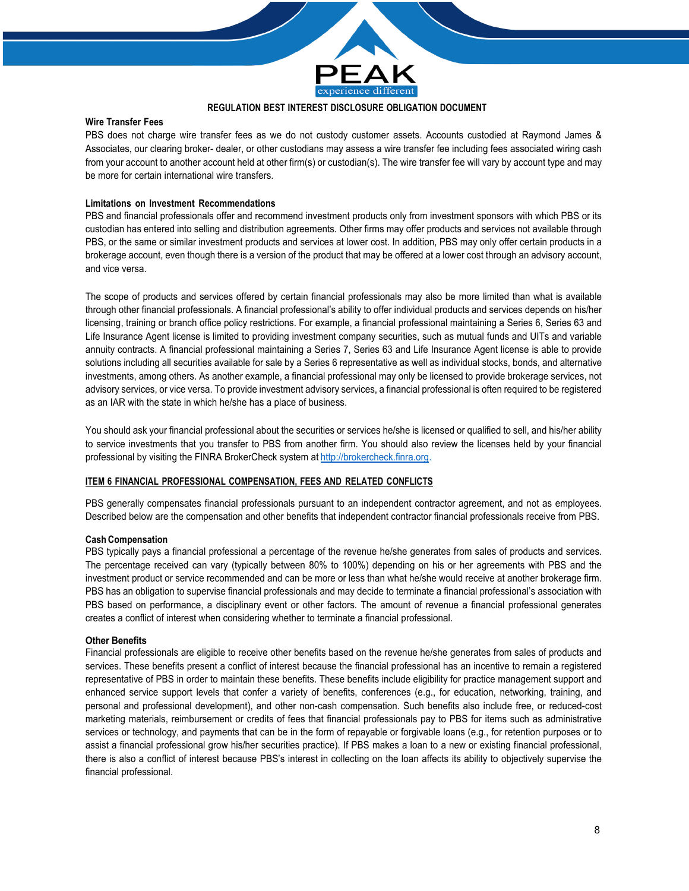### Wire Transfer Fees

PBS does not charge wire transfer fees as we do not custody customer assets. Accounts custodied at Raymond James & Associates, our clearing broker- dealer, or other custodians may assess a wire transfer fee including fees associated wiring cash from your account to another account held at other firm(s) or custodian(s). The wire transfer fee will vary by account type and may be more for certain international wire transfers.

### Limitations on Investment Recommendations

PBS and financial professionals offer and recommend investment products only from investment sponsors with which PBS or its custodian has entered into selling and distribution agreements. Other firms may offer products and services not available through PBS, or the same or similar investment products and services at lower cost. In addition, PBS may only offer certain products in a brokerage account, even though there is a version of the product that may be offered at a lower cost through an advisory account, and vice versa.

The scope of products and services offered by certain financial professionals may also be more limited than what is available through other financial professionals. A financial professional's ability to offer individual products and services depends on his/her licensing, training or branch office policy restrictions. For example, a financial professional maintaining a Series 6, Series 63 and Life Insurance Agent license is limited to providing investment company securities, such as mutual funds and UITs and variable annuity contracts. A financial professional maintaining a Series 7, Series 63 and Life Insurance Agent license is able to provide solutions including all securities available for sale by a Series 6 representative as well as individual stocks, bonds, and alternative investments, among others. As another example, a financial professional may only be licensed to provide brokerage services, not advisory services, or vice versa. To provide investment advisory services, a financial professional is often required to be registered as an IAR with the state in which he/she has a place of business.

You should ask your financial professional about the securities or services he/she is licensed or qualified to sell, and his/her ability to service investments that you transfer to PBS from another firm. You should also review the licenses held by your financial professional by visiting the FINRA BrokerCheck system at http://brokercheck.finra.org.

## ITEM 6 FINANCIAL PROFESSIONAL COMPENSATION, FEES AND RELATED CONFLICTS

PBS generally compensates financial professionals pursuant to an independent contractor agreement, and not as employees. Described below are the compensation and other benefits that independent contractor financial professionals receive from PBS.

### Cash Compensation

PBS typically pays a financial professional a percentage of the revenue he/she generates from sales of products and services. The percentage received can vary (typically between 80% to 100%) depending on his or her agreements with PBS and the investment product or service recommended and can be more or less than what he/she would receive at another brokerage firm. PBS has an obligation to supervise financial professionals and may decide to terminate a financial professional's association with PBS based on performance, a disciplinary event or other factors. The amount of revenue a financial professional generates creates a conflict of interest when considering whether to terminate a financial professional.

### Other Benefits

Financial professionals are eligible to receive other benefits based on the revenue he/she generates from sales of products and services. These benefits present a conflict of interest because the financial professional has an incentive to remain a registered representative of PBS in order to maintain these benefits. These benefits include eligibility for practice management support and enhanced service support levels that confer a variety of benefits, conferences (e.g., for education, networking, training, and personal and professional development), and other non-cash compensation. Such benefits also include free, or reduced-cost marketing materials, reimbursement or credits of fees that financial professionals pay to PBS for items such as administrative services or technology, and payments that can be in the form of repayable or forgivable loans (e.g., for retention purposes or to assist a financial professional grow his/her securities practice). If PBS makes a loan to a new or existing financial professional, there is also a conflict of interest because PBS's interest in collecting on the loan affects its ability to objectively supervise the financial professional.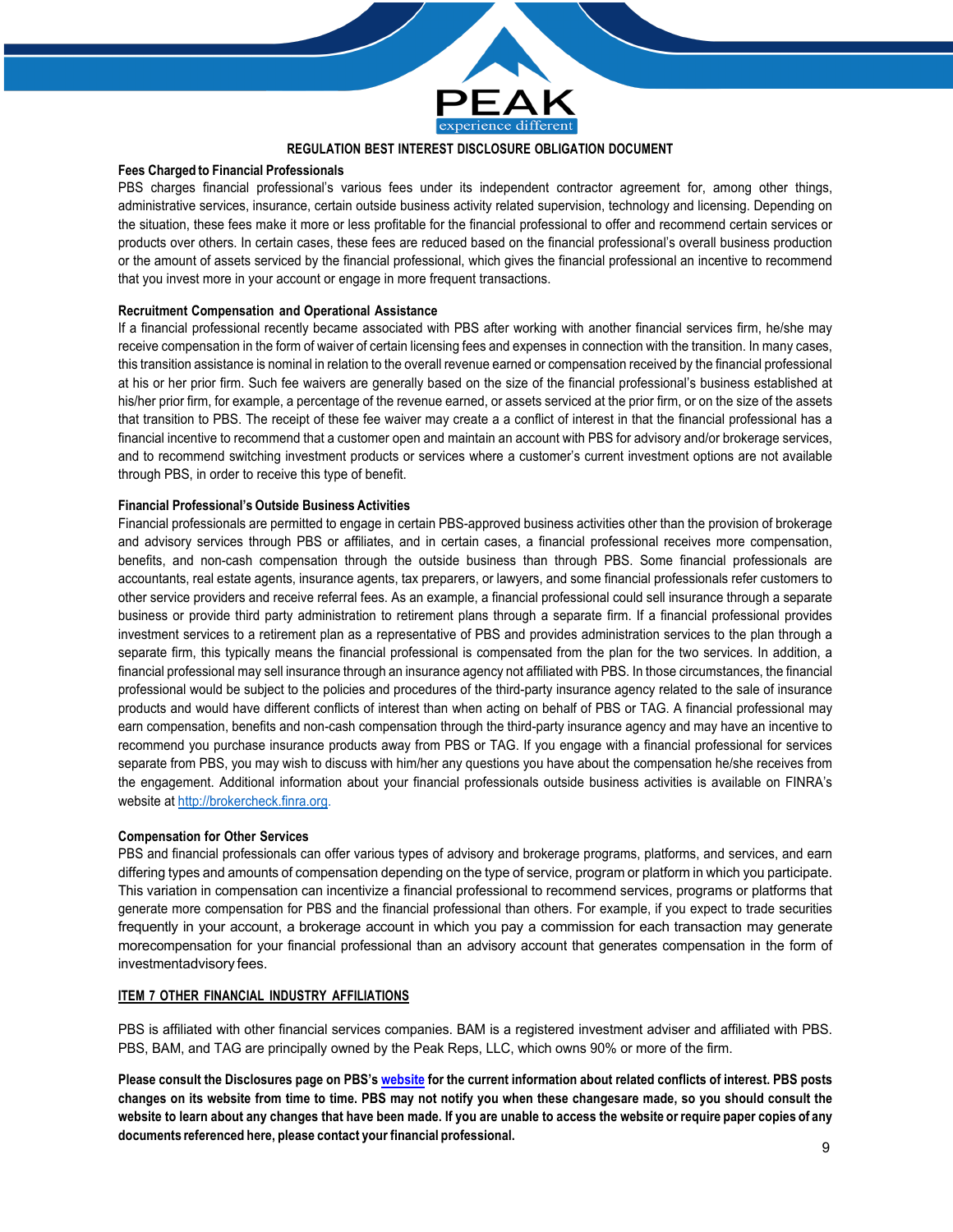### Fees Charged to Financial Professionals

PBS charges financial professional's various fees under its independent contractor agreement for, among other things, administrative services, insurance, certain outside business activity related supervision, technology and licensing. Depending on the situation, these fees make it more or less profitable for the financial professional to offer and recommend certain services or products over others. In certain cases, these fees are reduced based on the financial professional's overall business production or the amount of assets serviced by the financial professional, which gives the financial professional an incentive to recommend that you invest more in your account or engage in more frequent transactions.

### Recruitment Compensation and Operational Assistance

If a financial professional recently became associated with PBS after working with another financial services firm, he/she may receive compensation in the form of waiver of certain licensing fees and expenses in connection with the transition. In many cases, this transition assistance is nominal in relation to the overall revenue earned or compensation received by the financial professional at his or her prior firm. Such fee waivers are generally based on the size of the financial professional's business established at his/her prior firm, for example, a percentage of the revenue earned, or assets serviced at the prior firm, or on the size of the assets that transition to PBS. The receipt of these fee waiver may create a a conflict of interest in that the financial professional has a financial incentive to recommend that a customer open and maintain an account with PBS for advisory and/or brokerage services, and to recommend switching investment products or services where a customer's current investment options are not available through PBS, in order to receive this type of benefit.

### Financial Professional's Outside Business Activities

Financial professionals are permitted to engage in certain PBS-approved business activities other than the provision of brokerage and advisory services through PBS or affiliates, and in certain cases, a financial professional receives more compensation, benefits, and non-cash compensation through the outside business than through PBS. Some financial professionals are accountants, real estate agents, insurance agents, tax preparers, or lawyers, and some financial professionals refer customers to other service providers and receive referral fees. As an example, a financial professional could sell insurance through a separate business or provide third party administration to retirement plans through a separate firm. If a financial professional provides investment services to a retirement plan as a representative of PBS and provides administration services to the plan through a separate firm, this typically means the financial professional is compensated from the plan for the two services. In addition, a financial professional may sell insurance through an insurance agency not affiliated with PBS. In those circumstances, the financial professional would be subject to the policies and procedures of the third-party insurance agency related to the sale of insurance products and would have different conflicts of interest than when acting on behalf of PBS or TAG. A financial professional may earn compensation, benefits and non-cash compensation through the third-party insurance agency and may have an incentive to recommend you purchase insurance products away from PBS or TAG. If you engage with a financial professional for services separate from PBS, you may wish to discuss with him/her any questions you have about the compensation he/she receives from the engagement. Additional information about your financial professionals outside business activities is available on FINRA's website at http://brokercheck.finra.org.

### Compensation for Other Services

PBS and financial professionals can offer various types of advisory and brokerage programs, platforms, and services, and earn differing types and amounts of compensation depending on the type of service, program or platform in which you participate. This variation in compensation can incentivize a financial professional to recommend services, programs or platforms that generate more compensation for PBS and the financial professional than others. For example, if you expect to trade securities frequently in your account, a brokerage account in which you pay a commission for each transaction may generate morecompensation for your financial professional than an advisory account that generates compensation in the form of investmentadvisory fees.

## ITEM 7 OTHER FINANCIAL INDUSTRY AFFILIATIONS

PBS is affiliated with other financial services companies. BAM is a registered investment adviser and affiliated with PBS. PBS, BAM, and TAG are principally owned by the Peak Reps, LLC, which owns 90% or more of the firm.

**Please consult the Disclosures page on PBS's website for the current information about related conflicts of interest. PBS posts changes on its website from time to time. PBS may not notify you when these changesare made, so you should consult the website to learn about any changes that have been made. If you are unable to access the website or require paper copies of any documents referenced here, please contact your financial professional.**